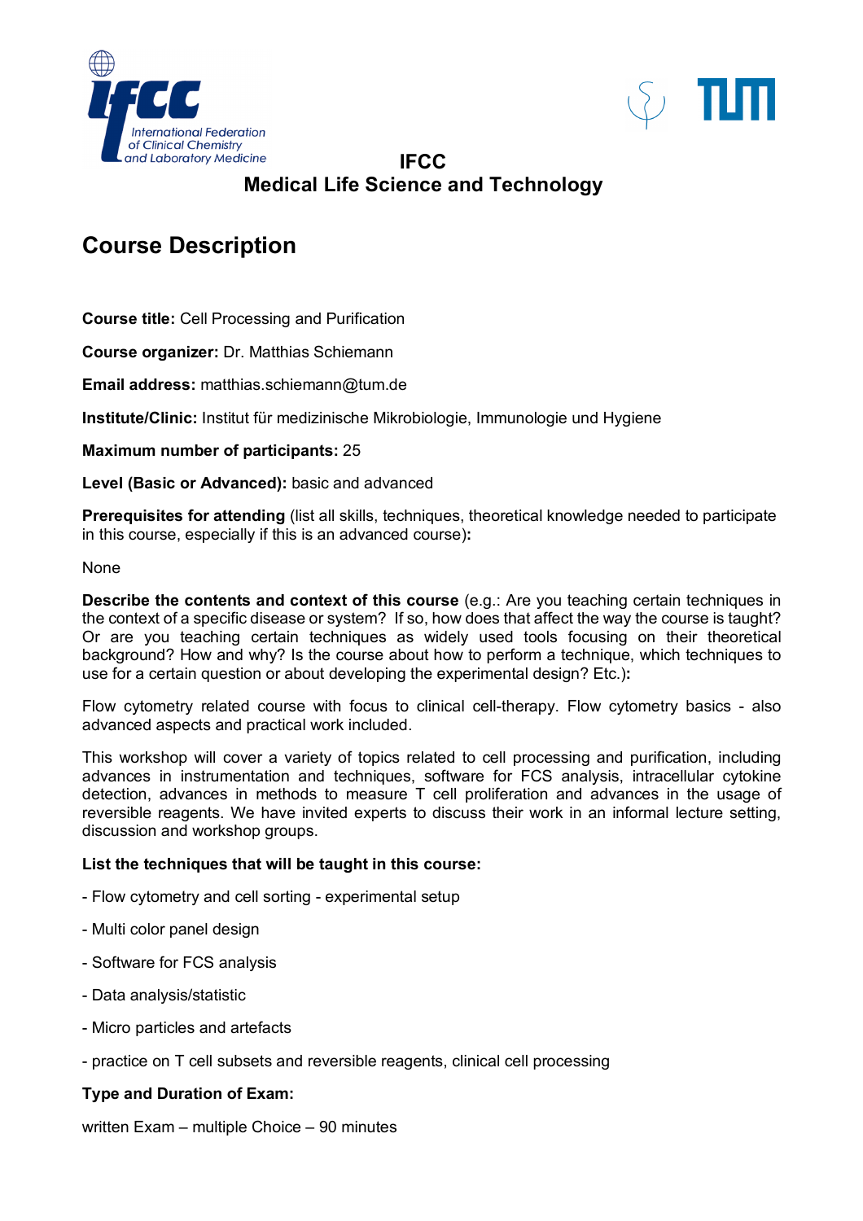**IFCC**
**Medical Life Science and Technology**

# Course Description

**Course title:** Cell Processing and Purification

**Course organizer:** Dr. Matthias Schiemann

**Email address:** matthias.schiemann@tum.de

**Institute/Clinic:** Institut für medizinische Mikrobiologie, Immunologie und Hygiene

**Maximum number of participants:** 25

**Level (Basic or Advanced):** basic and advanced

**Prerequisites for attending** (list all skills, techniques, theoretical knowledge needed to participate in this course, especially if this is an advanced course)**:**

None

**Describe the contents and context of this course** (e.g.: Are you teaching certain techniques in the context of a specific disease or system? If so, how does that affect the way the course is taught? Or are you teaching certain techniques as widely used tools focusing on their theoretical background? How and why? Is the course about how to perform a technique, which techniques to use for a certain question or about developing the experimental design? Etc.)**:**

Flow cytometry related course with focus to clinical cell-therapy. Flow cytometry basics - also advanced aspects and practical work included.

This workshop will cover a variety of topics related to cell processing and purification, including advances in instrumentation and techniques, software for FCS analysis, intracellular cytokine detection, advances in methods to measure T cell proliferation and advances in the usage of reversible reagents. We have invited experts to discuss their work in an informal lecture setting, discussion and workshop groups.

**List the techniques that will be taught in this course:**

- Flow cytometry and cell sorting - experimental setup
- Multi color panel design
- Software for FCS analysis
- Data analysis/statistic
- Micro particles and artefacts
- practice on T cell subsets and reversible reagents, clinical cell processing

**Type and Duration of Exam:**

written Exam – multiple Choice – 90 minutes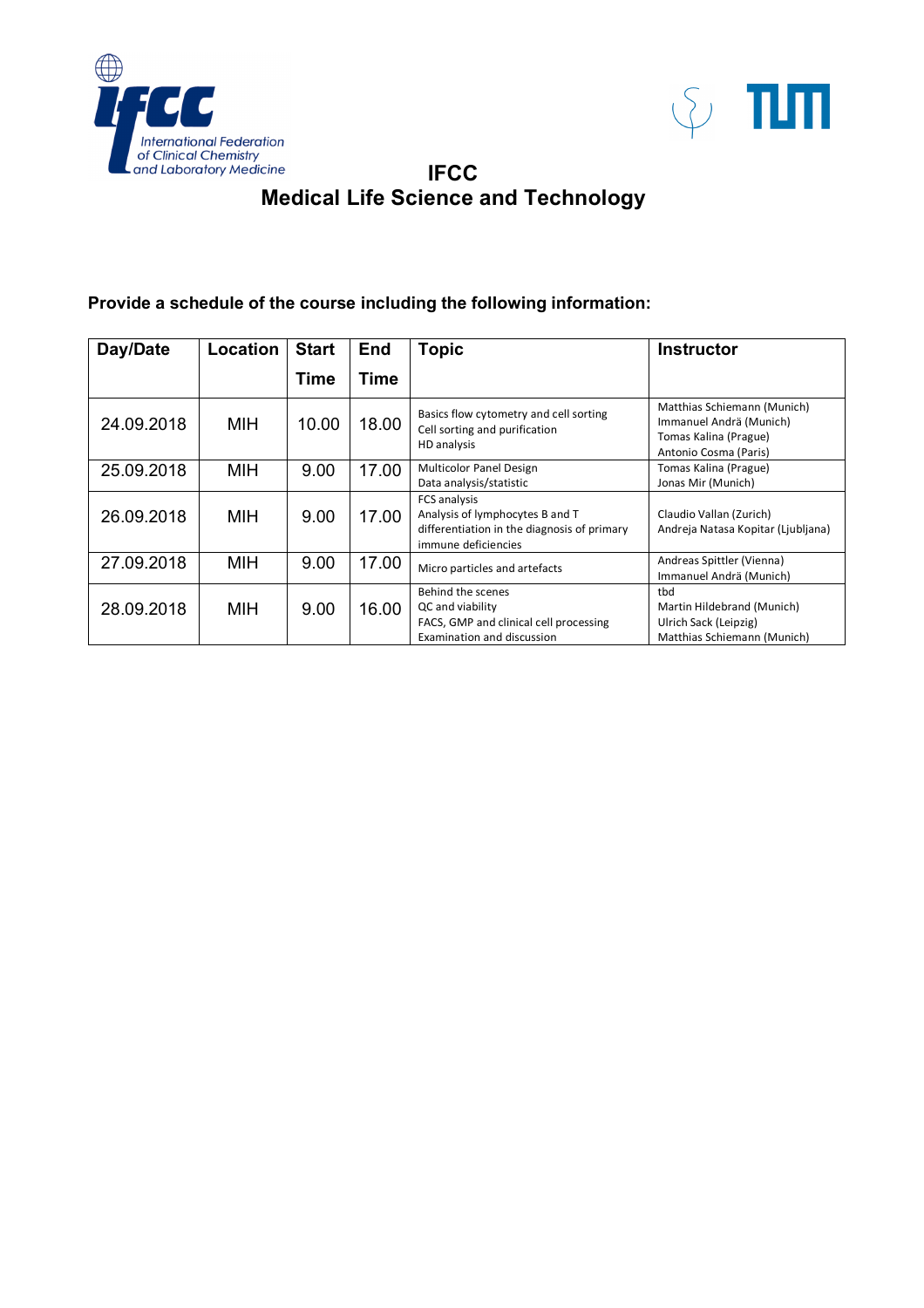# IFCC

## Medical Life Science and Technology

**Provide a schedule of the course including the following information:**

| Day/Date | Location | Start Time | End Time | Topic | Instructor |
|---|---|---|---|---|---|
| 24.09.2018 | MIH | 10.00 | 18.00 | Basics flow cytometry and cell sorting<br>Cell sorting and purification<br>HD analysis | Matthias Schiemann (Munich)<br>Immanuel Andrä (Munich)<br>Tomas Kalina (Prague)<br>Antonio Cosma (Paris) |
| 25.09.2018 | MIH | 9.00 | 17.00 | Multicolor Panel Design<br>Data analysis/statistic | Tomas Kalina (Prague)<br>Jonas Mir (Munich) |
| 26.09.2018 | MIH | 9.00 | 17.00 | FCS analysis<br>Analysis of lymphocytes B and T differentiation in the diagnosis of primary immune deficiencies | Claudio Vallan (Zurich)<br>Andreja Natasa Kopitar (Ljubljana) |
| 27.09.2018 | MIH | 9.00 | 17.00 | Micro particles and artefacts | Andreas Spittler (Vienna)<br>Immanuel Andrä (Munich) |
| 28.09.2018 | MIH | 9.00 | 16.00 | Behind the scenes<br>QC and viability<br>FACS, GMP and clinical cell processing<br>Examination and discussion | tbd<br>Martin Hildebrand (Munich)<br>Ulrich Sack (Leipzig)<br>Matthias Schiemann (Munich) |